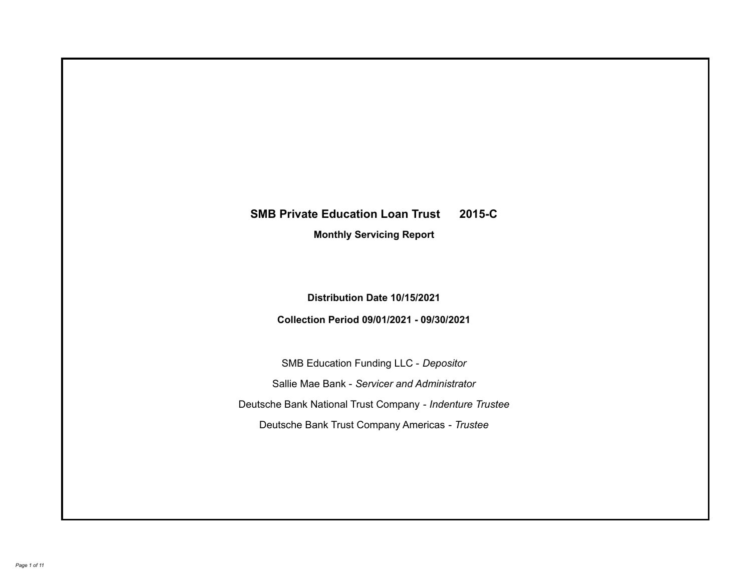# SMB Private Education Loan Trust 2015-C

**Monthly Servicing Report**

**Distribution Date 10/15/2021**

**Collection Period 09/01/2021 - 09/30/2021**

SMB Education Funding LLC - *Depositor*

Sallie Mae Bank - *Servicer and Administrator*

Deutsche Bank National Trust Company - *Indenture Trustee*

Deutsche Bank Trust Company Americas - *Trustee*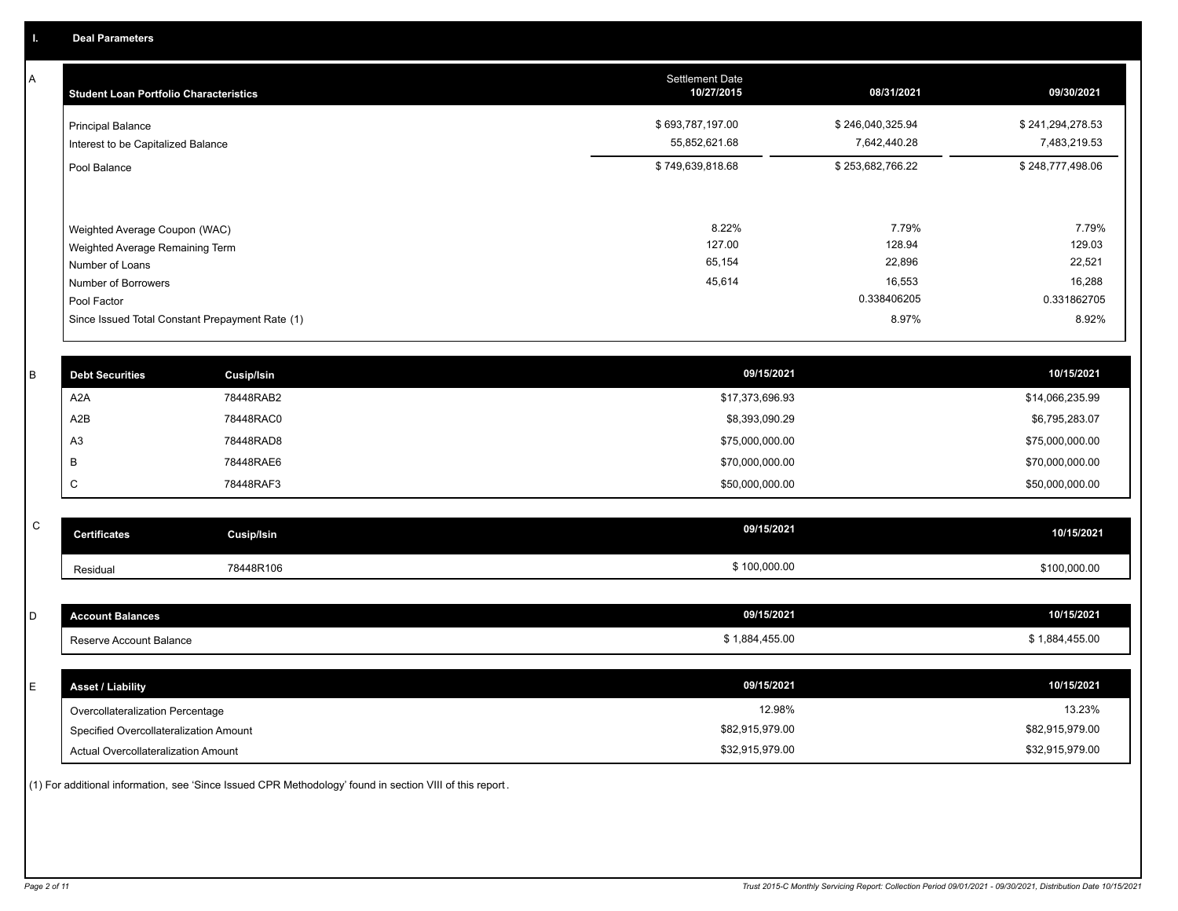## I. Deal Parameters

### A

| Student Loan Portfolio Characteristics | Settlement Date 10/27/2015 | 08/31/2021 | 09/30/2021 |
|---|---|---|---|
| Principal Balance | $ 693,787,197.00 | $ 246,040,325.94 | $ 241,294,278.53 |
| Interest to be Capitalized Balance | 55,852,621.68 | 7,642,440.28 | 7,483,219.53 |
| Pool Balance | $ 749,639,818.68 | $ 253,682,766.22 | $ 248,777,498.06 |
| Weighted Average Coupon (WAC) | 8.22% | 7.79% | 7.79% |
| Weighted Average Remaining Term | 127.00 | 128.94 | 129.03 |
| Number of Loans | 65,154 | 22,896 | 22,521 |
| Number of Borrowers | 45,614 | 16,553 | 16,288 |
| Pool Factor | | 0.338406205 | 0.331862705 |
| Since Issued Total Constant Prepayment Rate (1) | | 8.97% | 8.92% |

### B

| Debt Securities | Cusip/Isin | 09/15/2021 | 10/15/2021 |
|---|---|---|---|
| A2A | 78448RAB2 | $17,373,696.93 | $14,066,235.99 |
| A2B | 78448RAC0 | $8,393,090.29 | $6,795,283.07 |
| A3 | 78448RAD8 | $75,000,000.00 | $75,000,000.00 |
| B | 78448RAE6 | $70,000,000.00 | $70,000,000.00 |
| C | 78448RAF3 | $50,000,000.00 | $50,000,000.00 |

### C

| Certificates | Cusip/Isin | 09/15/2021 | 10/15/2021 |
|---|---|---|---|
| Residual | 78448R106 | $ 100,000.00 | $100,000.00 |

### D

| Account Balances | 09/15/2021 | 10/15/2021 |
|---|---|---|
| Reserve Account Balance | $ 1,884,455.00 | $ 1,884,455.00 |

### E

| Asset / Liability | 09/15/2021 | 10/15/2021 |
|---|---|---|
| Overcollateralization Percentage | 12.98% | 13.23% |
| Specified Overcollateralization Amount | $82,915,979.00 | $82,915,979.00 |
| Actual Overcollateralization Amount | $32,915,979.00 | $32,915,979.00 |

(1) For additional information, see 'Since Issued CPR Methodology' found in section VIII of this report.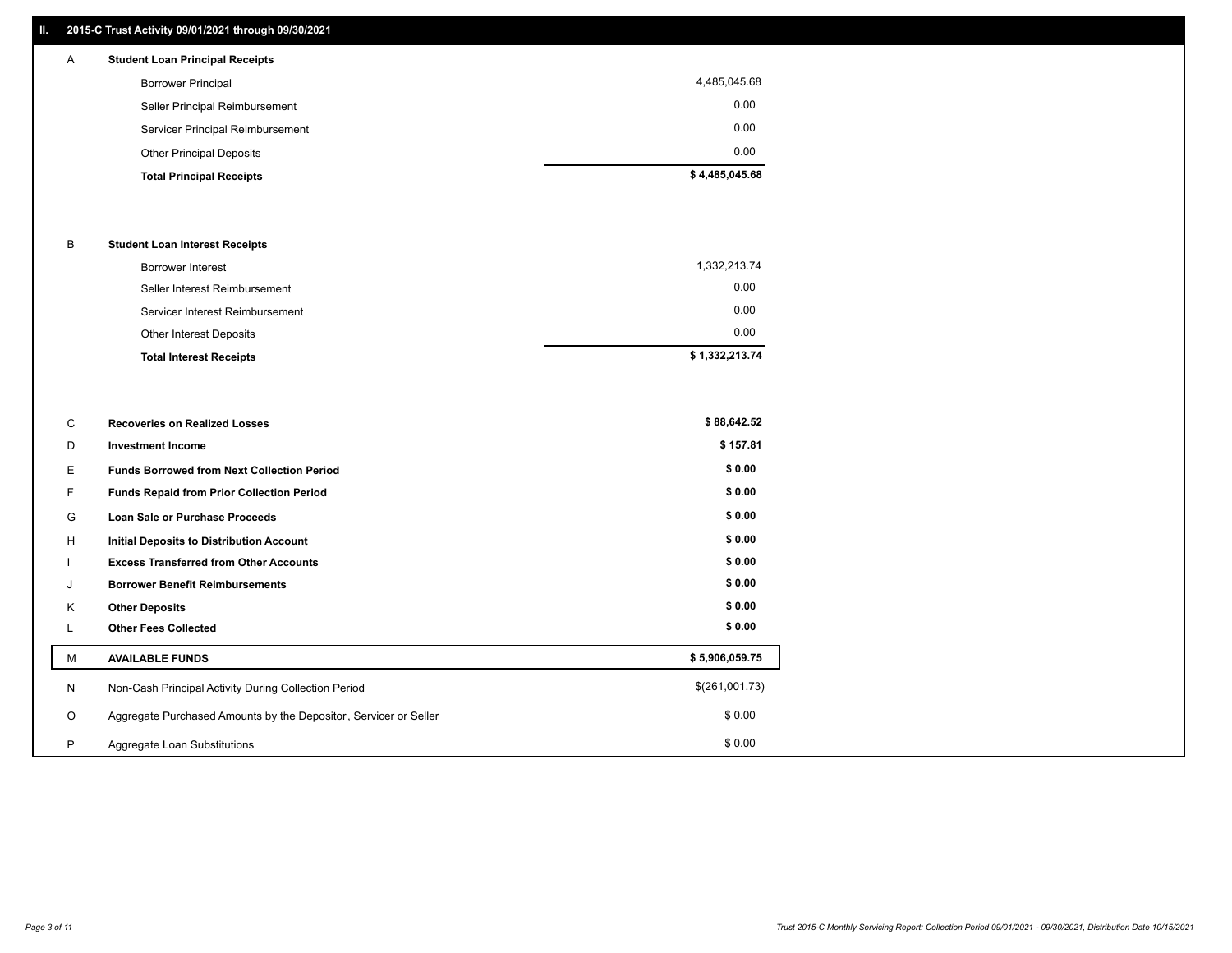## II. 2015-C Trust Activity 09/01/2021 through 09/30/2021

| | | |
|---|---|---|
| A | **Student Loan Principal Receipts** | |
| | Borrower Principal | 4,485,045.68 |
| | Seller Principal Reimbursement | 0.00 |
| | Servicer Principal Reimbursement | 0.00 |
| | Other Principal Deposits | 0.00 |
| | **Total Principal Receipts** | **$ 4,485,045.68** |
| B | **Student Loan Interest Receipts** | |
| | Borrower Interest | 1,332,213.74 |
| | Seller Interest Reimbursement | 0.00 |
| | Servicer Interest Reimbursement | 0.00 |
| | Other Interest Deposits | 0.00 |
| | **Total Interest Receipts** | **$ 1,332,213.74** |
| C | **Recoveries on Realized Losses** | **$ 88,642.52** |
| D | **Investment Income** | **$ 157.81** |
| E | **Funds Borrowed from Next Collection Period** | **$ 0.00** |
| F | **Funds Repaid from Prior Collection Period** | **$ 0.00** |
| G | **Loan Sale or Purchase Proceeds** | **$ 0.00** |
| H | **Initial Deposits to Distribution Account** | **$ 0.00** |
| I | **Excess Transferred from Other Accounts** | **$ 0.00** |
| J | **Borrower Benefit Reimbursements** | **$ 0.00** |
| K | **Other Deposits** | **$ 0.00** |
| L | **Other Fees Collected** | **$ 0.00** |
| M | **AVAILABLE FUNDS** | **$ 5,906,059.75** |
| N | Non-Cash Principal Activity During Collection Period | $(261,001.73) |
| O | Aggregate Purchased Amounts by the Depositor, Servicer or Seller | $ 0.00 |
| P | Aggregate Loan Substitutions | $ 0.00 |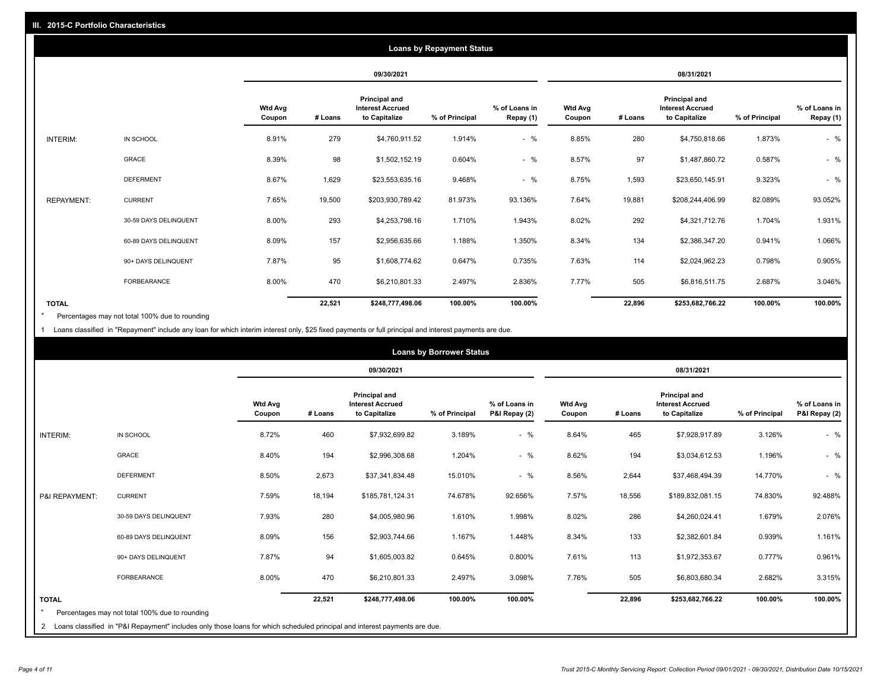## III. 2015-C Portfolio Characteristics

### Loans by Repayment Status

| | | 09/30/2021 | | | | | 08/31/2021 | | | | |
|---|---|---|---|---|---|---|---|---|---|---|---|
| | | Wtd Avg Coupon | # Loans | Principal and Interest Accrued to Capitalize | % of Principal | % of Loans in Repay (1) | Wtd Avg Coupon | # Loans | Principal and Interest Accrued to Capitalize | % of Principal | % of Loans in Repay (1) |
| INTERIM: | IN SCHOOL | 8.91% | 279 | $4,760,911.52 | 1.914% | - % | 8.85% | 280 | $4,750,818.66 | 1.873% | - % |
| | GRACE | 8.39% | 98 | $1,502,152.19 | 0.604% | - % | 8.57% | 97 | $1,487,860.72 | 0.587% | - % |
| | DEFERMENT | 8.67% | 1,629 | $23,553,635.16 | 9.468% | - % | 8.75% | 1,593 | $23,650,145.91 | 9.323% | - % |
| REPAYMENT: | CURRENT | 7.65% | 19,500 | $203,930,789.42 | 81.973% | 93.136% | 7.64% | 19,881 | $208,244,406.99 | 82.089% | 93.052% |
| | 30-59 DAYS DELINQUENT | 8.00% | 293 | $4,253,798.16 | 1.710% | 1.943% | 8.02% | 292 | $4,321,712.76 | 1.704% | 1.931% |
| | 60-89 DAYS DELINQUENT | 8.09% | 157 | $2,956,635.66 | 1.188% | 1.350% | 8.34% | 134 | $2,386,347.20 | 0.941% | 1.066% |
| | 90+ DAYS DELINQUENT | 7.87% | 95 | $1,608,774.62 | 0.647% | 0.735% | 7.63% | 114 | $2,024,962.23 | 0.798% | 0.905% |
| | FORBEARANCE | 8.00% | 470 | $6,210,801.33 | 2.497% | 2.836% | 7.77% | 505 | $6,816,511.75 | 2.687% | 3.046% |
| TOTAL | | | 22,521 | $248,777,498.06 | 100.00% | 100.00% | | 22,896 | $253,682,766.22 | 100.00% | 100.00% |

* Percentages may not total 100% due to rounding

1 Loans classified in "Repayment" include any loan for which interim interest only, $25 fixed payments or full principal and interest payments are due.

### Loans by Borrower Status

| | | 09/30/2021 | | | | | 08/31/2021 | | | | |
|---|---|---|---|---|---|---|---|---|---|---|---|
| | | Wtd Avg Coupon | # Loans | Principal and Interest Accrued to Capitalize | % of Principal | % of Loans in P&I Repay (2) | Wtd Avg Coupon | # Loans | Principal and Interest Accrued to Capitalize | % of Principal | % of Loans in P&I Repay (2) |
| INTERIM: | IN SCHOOL | 8.72% | 460 | $7,932,699.82 | 3.189% | - % | 8.64% | 465 | $7,928,917.89 | 3.126% | - % |
| | GRACE | 8.40% | 194 | $2,996,308.68 | 1.204% | - % | 8.62% | 194 | $3,034,612.53 | 1.196% | - % |
| | DEFERMENT | 8.50% | 2,673 | $37,341,834.48 | 15.010% | - % | 8.56% | 2,644 | $37,468,494.39 | 14.770% | - % |
| P&I REPAYMENT: | CURRENT | 7.59% | 18,194 | $185,781,124.31 | 74.678% | 92.656% | 7.57% | 18,556 | $189,832,081.15 | 74.830% | 92.488% |
| | 30-59 DAYS DELINQUENT | 7.93% | 280 | $4,005,980.96 | 1.610% | 1.998% | 8.02% | 286 | $4,260,024.41 | 1.679% | 2.076% |
| | 60-89 DAYS DELINQUENT | 8.09% | 156 | $2,903,744.66 | 1.167% | 1.448% | 8.34% | 133 | $2,382,601.84 | 0.939% | 1.161% |
| | 90+ DAYS DELINQUENT | 7.87% | 94 | $1,605,003.82 | 0.645% | 0.800% | 7.61% | 113 | $1,972,353.67 | 0.777% | 0.961% |
| | FORBEARANCE | 8.00% | 470 | $6,210,801.33 | 2.497% | 3.098% | 7.76% | 505 | $6,803,680.34 | 2.682% | 3.315% |
| TOTAL | | | 22,521 | $248,777,498.06 | 100.00% | 100.00% | | 22,896 | $253,682,766.22 | 100.00% | 100.00% |

* Percentages may not total 100% due to rounding

2 Loans classified in "P&I Repayment" includes only those loans for which scheduled principal and interest payments are due.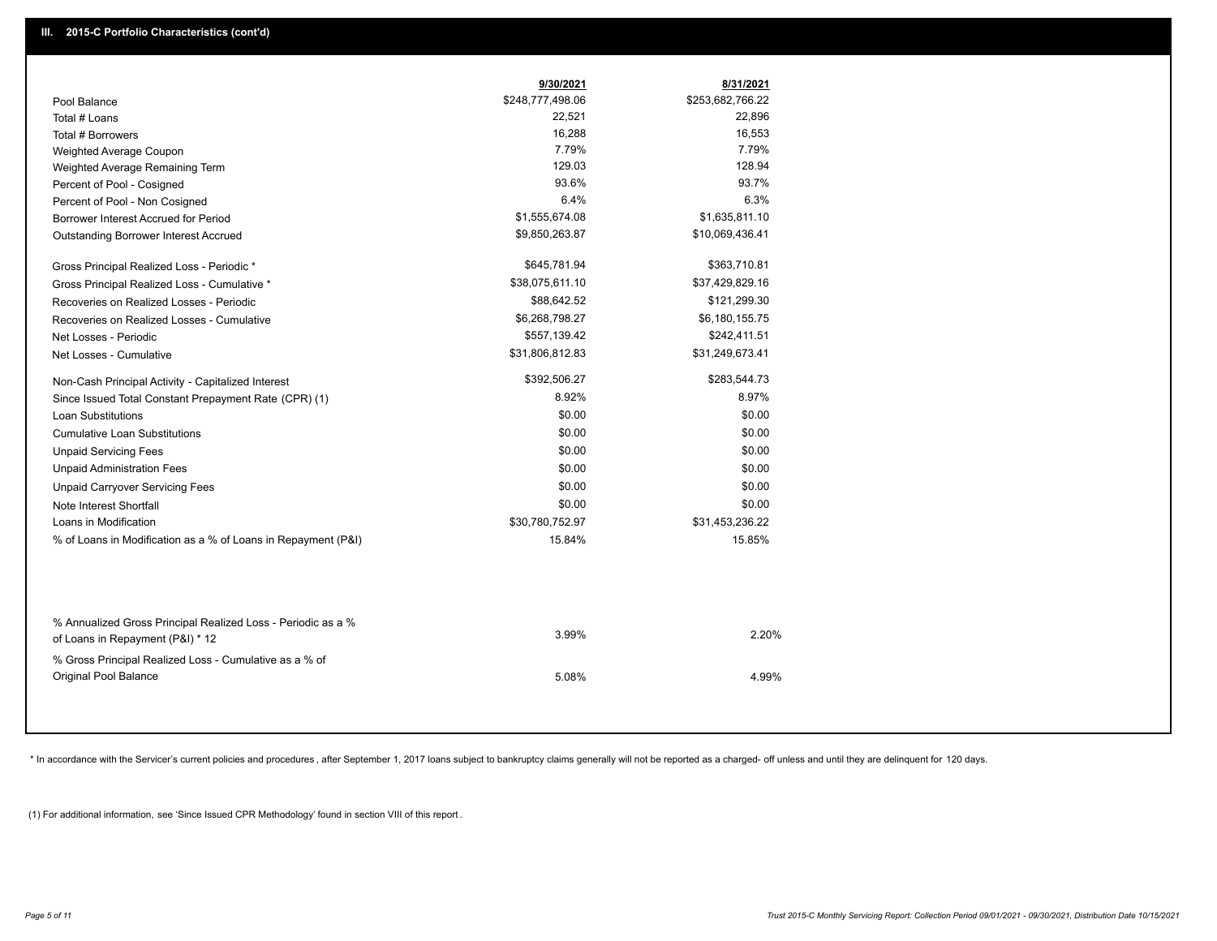## III. 2015-C Portfolio Characteristics (cont'd)

| | 9/30/2021 | 8/31/2021 |
|---|---|---|
| Pool Balance | $248,777,498.06 | $253,682,766.22 |
| Total # Loans | 22,521 | 22,896 |
| Total # Borrowers | 16,288 | 16,553 |
| Weighted Average Coupon | 7.79% | 7.79% |
| Weighted Average Remaining Term | 129.03 | 128.94 |
| Percent of Pool - Cosigned | 93.6% | 93.7% |
| Percent of Pool - Non Cosigned | 6.4% | 6.3% |
| Borrower Interest Accrued for Period | $1,555,674.08 | $1,635,811.10 |
| Outstanding Borrower Interest Accrued | $9,850,263.87 | $10,069,436.41 |
| Gross Principal Realized Loss - Periodic * | $645,781.94 | $363,710.81 |
| Gross Principal Realized Loss - Cumulative * | $38,075,611.10 | $37,429,829.16 |
| Recoveries on Realized Losses - Periodic | $88,642.52 | $121,299.30 |
| Recoveries on Realized Losses - Cumulative | $6,268,798.27 | $6,180,155.75 |
| Net Losses - Periodic | $557,139.42 | $242,411.51 |
| Net Losses - Cumulative | $31,806,812.83 | $31,249,673.41 |
| Non-Cash Principal Activity - Capitalized Interest | $392,506.27 | $283,544.73 |
| Since Issued Total Constant Prepayment Rate (CPR) (1) | 8.92% | 8.97% |
| Loan Substitutions | $0.00 | $0.00 |
| Cumulative Loan Substitutions | $0.00 | $0.00 |
| Unpaid Servicing Fees | $0.00 | $0.00 |
| Unpaid Administration Fees | $0.00 | $0.00 |
| Unpaid Carryover Servicing Fees | $0.00 | $0.00 |
| Note Interest Shortfall | $0.00 | $0.00 |
| Loans in Modification | $30,780,752.97 | $31,453,236.22 |
| % of Loans in Modification as a % of Loans in Repayment (P&I) | 15.84% | 15.85% |
| % Annualized Gross Principal Realized Loss - Periodic as a % of Loans in Repayment (P&I) * 12 | 3.99% | 2.20% |
| % Gross Principal Realized Loss - Cumulative as a % of Original Pool Balance | 5.08% | 4.99% |

* In accordance with the Servicer's current policies and procedures, after September 1, 2017 loans subject to bankruptcy claims generally will not be reported as a charged- off unless and until they are delinquent for 120 days.

(1) For additional information, see 'Since Issued CPR Methodology' found in section VIII of this report .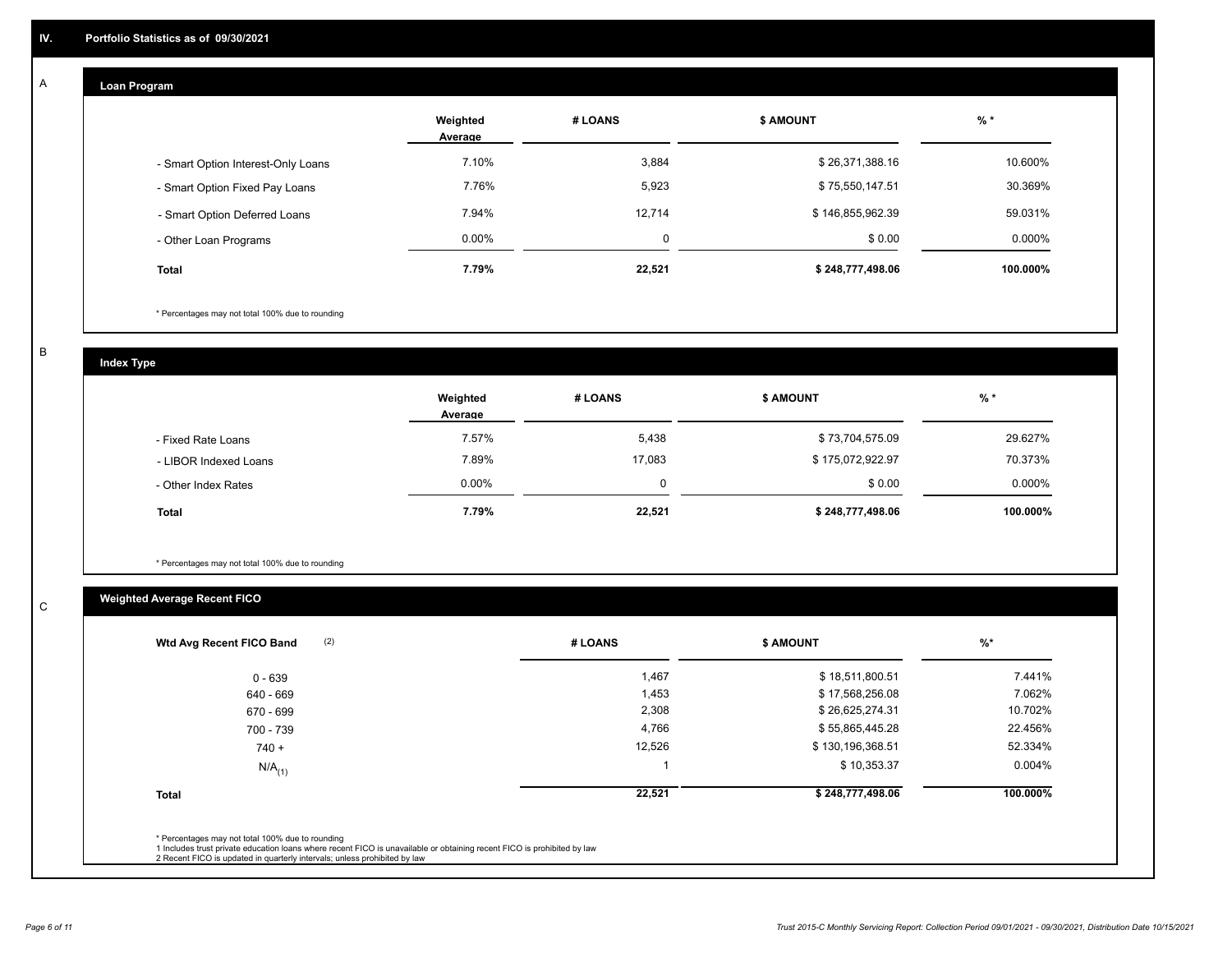# IV. Portfolio Statistics as of 09/30/2021

## A

### Loan Program

| | Weighted Average | # LOANS | $ AMOUNT | % * |
|---|---|---|---|---|
| - Smart Option Interest-Only Loans | 7.10% | 3,884 | $ 26,371,388.16 | 10.600% |
| - Smart Option Fixed Pay Loans | 7.76% | 5,923 | $ 75,550,147.51 | 30.369% |
| - Smart Option Deferred Loans | 7.94% | 12,714 | $ 146,855,962.39 | 59.031% |
| - Other Loan Programs | 0.00% | 0 | $ 0.00 | 0.000% |
| **Total** | **7.79%** | **22,521** | **$ 248,777,498.06** | **100.000%** |

* Percentages may not total 100% due to rounding

## B

### Index Type

| | Weighted Average | # LOANS | $ AMOUNT | % * |
|---|---|---|---|---|
| - Fixed Rate Loans | 7.57% | 5,438 | $ 73,704,575.09 | 29.627% |
| - LIBOR Indexed Loans | 7.89% | 17,083 | $ 175,072,922.97 | 70.373% |
| - Other Index Rates | 0.00% | 0 | $ 0.00 | 0.000% |
| **Total** | **7.79%** | **22,521** | **$ 248,777,498.06** | **100.000%** |

* Percentages may not total 100% due to rounding

## C

### Weighted Average Recent FICO

| Wtd Avg Recent FICO Band (2) | # LOANS | $ AMOUNT | %* |
|---|---|---|---|
| 0 - 639 | 1,467 | $ 18,511,800.51 | 7.441% |
| 640 - 669 | 1,453 | $ 17,568,256.08 | 7.062% |
| 670 - 699 | 2,308 | $ 26,625,274.31 | 10.702% |
| 700 - 739 | 4,766 | $ 55,865,445.28 | 22.456% |
| 740 + | 12,526 | $ 130,196,368.51 | 52.334% |
| N/A(1) | 1 | $ 10,353.37 | 0.004% |
| **Total** | **22,521** | **$ 248,777,498.06** | **100.000%** |

* Percentages may not total 100% due to rounding
1 Includes trust private education loans where recent FICO is unavailable or obtaining recent FICO is prohibited by law
2 Recent FICO is updated in quarterly intervals; unless prohibited by law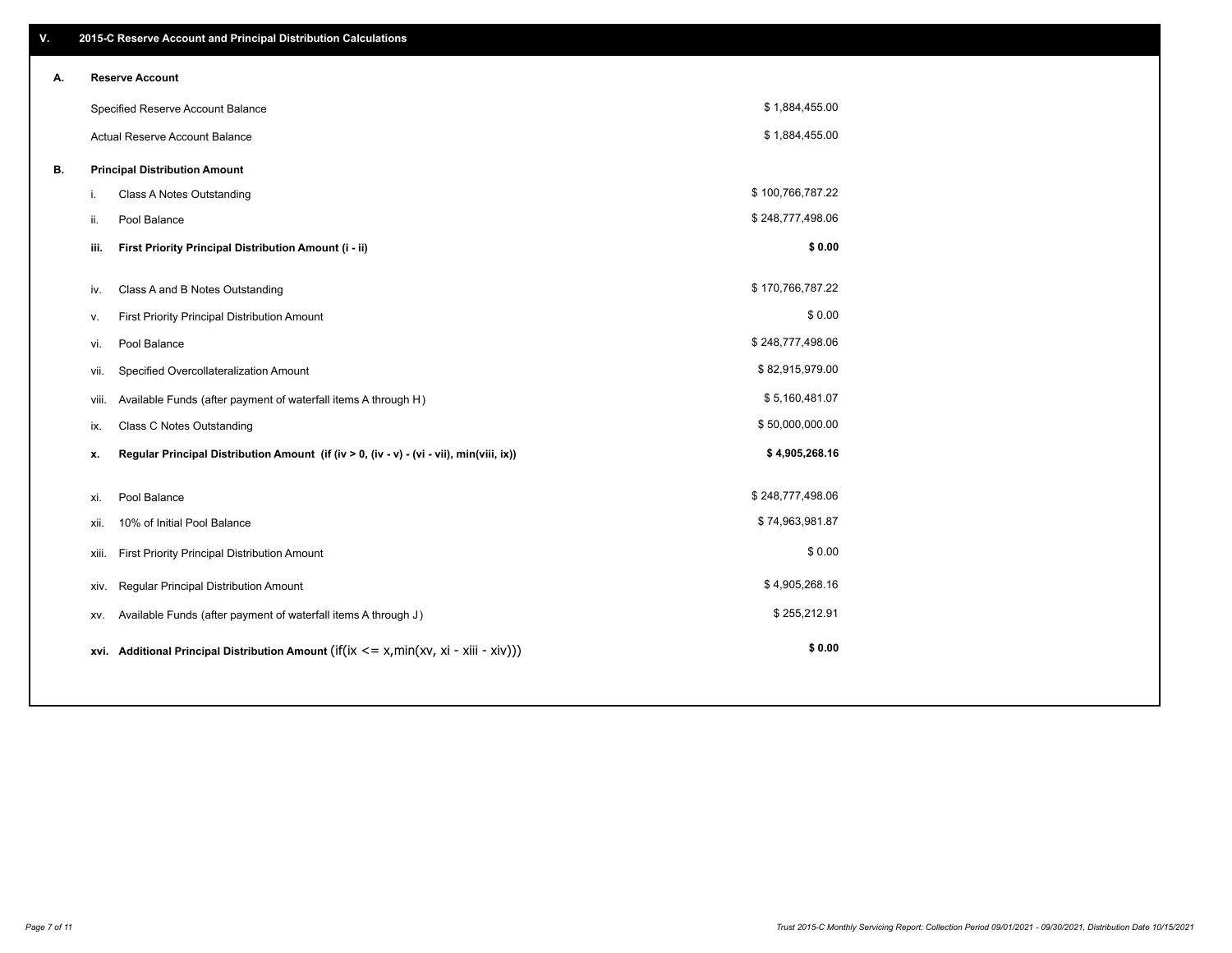## V. 2015-C Reserve Account and Principal Distribution Calculations

### A. Reserve Account

| | |
|---|---|
| Specified Reserve Account Balance | $ 1,884,455.00 |
| Actual Reserve Account Balance | $ 1,884,455.00 |

### B. Principal Distribution Amount

| | | |
|---|---|---|
| i. | Class A Notes Outstanding | $ 100,766,787.22 |
| ii. | Pool Balance | $ 248,777,498.06 |
| **iii.** | **First Priority Principal Distribution Amount (i - ii)** | **$ 0.00** |
| iv. | Class A and B Notes Outstanding | $ 170,766,787.22 |
| v. | First Priority Principal Distribution Amount | $ 0.00 |
| vi. | Pool Balance | $ 248,777,498.06 |
| vii. | Specified Overcollateralization Amount | $ 82,915,979.00 |
| viii. | Available Funds (after payment of waterfall items A through H) | $ 5,160,481.07 |
| ix. | Class C Notes Outstanding | $ 50,000,000.00 |
| **x.** | **Regular Principal Distribution Amount (if (iv > 0, (iv - v) - (vi - vii), min(viii, ix))** | **$ 4,905,268.16** |
| xi. | Pool Balance | $ 248,777,498.06 |
| xii. | 10% of Initial Pool Balance | $ 74,963,981.87 |
| xiii. | First Priority Principal Distribution Amount | $ 0.00 |
| xiv. | Regular Principal Distribution Amount | $ 4,905,268.16 |
| xv. | Available Funds (after payment of waterfall items A through J) | $ 255,212.91 |
| **xvi.** | **Additional Principal Distribution Amount** (if(ix <= x,min(xv, xi - xiii - xiv))) | **$ 0.00** |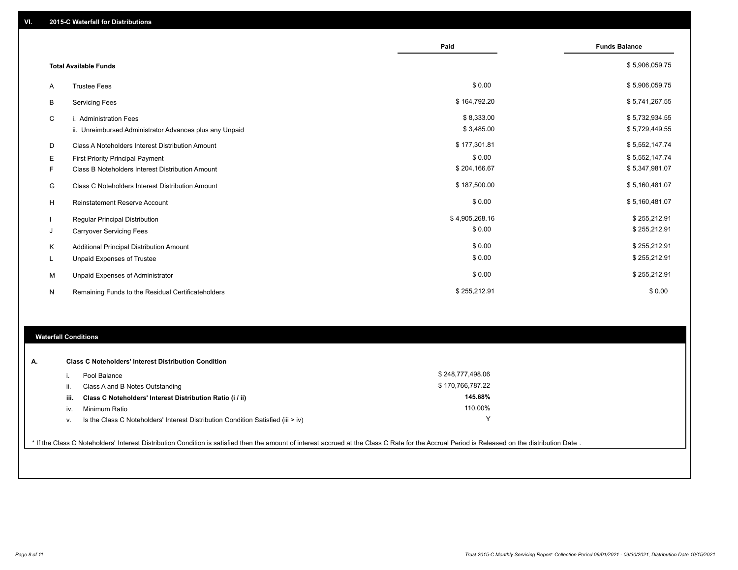## VI. 2015-C Waterfall for Distributions

| | | Paid | Funds Balance |
|---|---|---|---|
| | **Total Available Funds** | | $ 5,906,059.75 |
| A | Trustee Fees | $ 0.00 | $ 5,906,059.75 |
| B | Servicing Fees | $ 164,792.20 | $ 5,741,267.55 |
| C | i. Administration Fees | $ 8,333.00 | $ 5,732,934.55 |
| | ii. Unreimbursed Administrator Advances plus any Unpaid | $ 3,485.00 | $ 5,729,449.55 |
| D | Class A Noteholders Interest Distribution Amount | $ 177,301.81 | $ 5,552,147.74 |
| E | First Priority Principal Payment | $ 0.00 | $ 5,552,147.74 |
| F | Class B Noteholders Interest Distribution Amount | $ 204,166.67 | $ 5,347,981.07 |
| G | Class C Noteholders Interest Distribution Amount | $ 187,500.00 | $ 5,160,481.07 |
| H | Reinstatement Reserve Account | $ 0.00 | $ 5,160,481.07 |
| I | Regular Principal Distribution | $ 4,905,268.16 | $ 255,212.91 |
| J | Carryover Servicing Fees | $ 0.00 | $ 255,212.91 |
| K | Additional Principal Distribution Amount | $ 0.00 | $ 255,212.91 |
| L | Unpaid Expenses of Trustee | $ 0.00 | $ 255,212.91 |
| M | Unpaid Expenses of Administrator | $ 0.00 | $ 255,212.91 |
| N | Remaining Funds to the Residual Certificateholders | $ 255,212.91 | $ 0.00 |

### Waterfall Conditions

**A. Class C Noteholders' Interest Distribution Condition**

| | | |
|---|---|---|
| i. | Pool Balance | $ 248,777,498.06 |
| ii. | Class A and B Notes Outstanding | $ 170,766,787.22 |
| **iii.** | **Class C Noteholders' Interest Distribution Ratio (i / ii)** | **145.68%** |
| iv. | Minimum Ratio | 110.00% |
| v. | Is the Class C Noteholders' Interest Distribution Condition Satisfied (iii > iv) | Y |

* If the Class C Noteholders' Interest Distribution Condition is satisfied then the amount of interest accrued at the Class C Rate for the Accrual Period is Released on the distribution Date .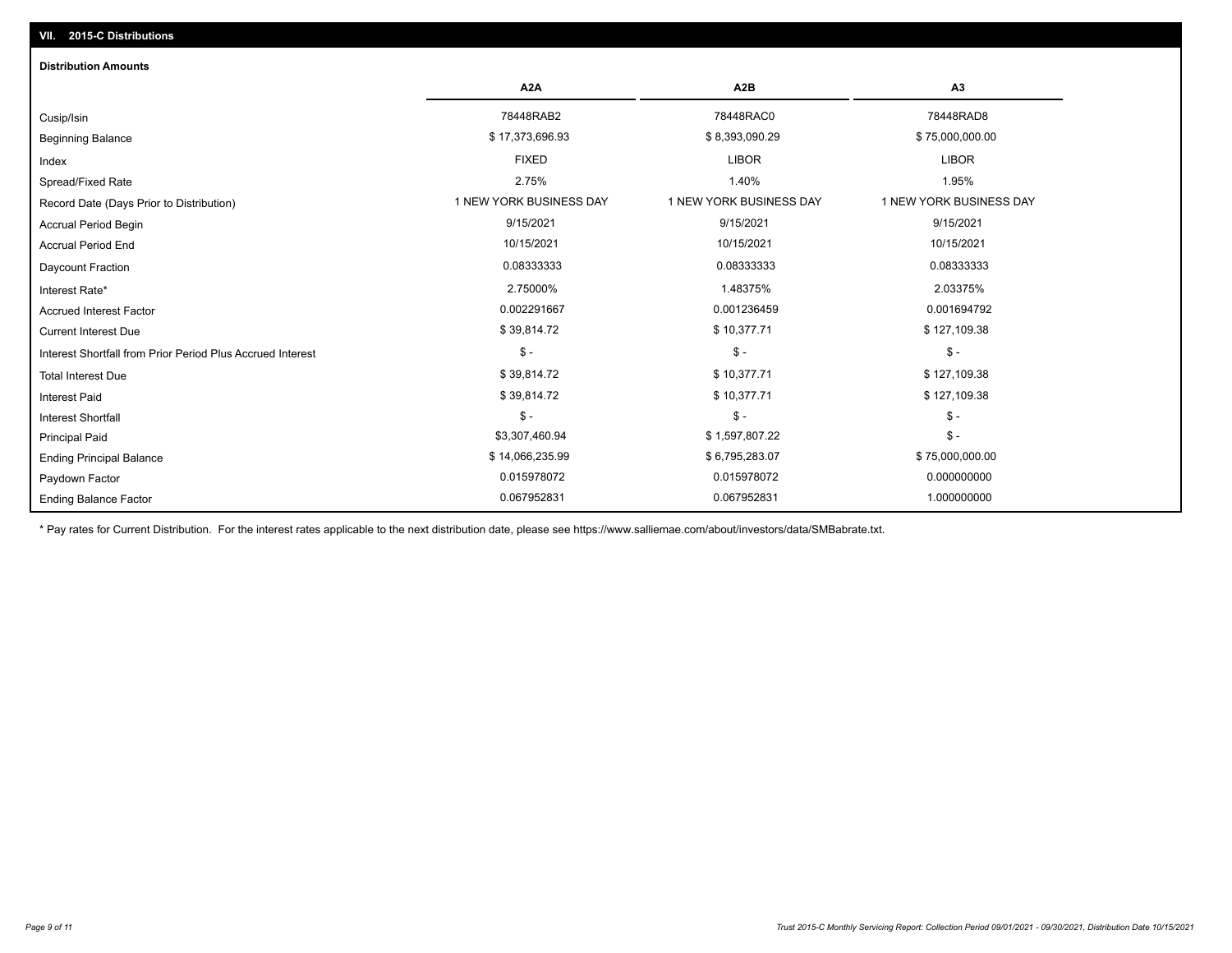## VII. 2015-C Distributions

### Distribution Amounts

| | A2A | A2B | A3 |
|---|---|---|---|
| Cusip/Isin | 78448RAB2 | 78448RAC0 | 78448RAD8 |
| Beginning Balance | $ 17,373,696.93 | $ 8,393,090.29 | $ 75,000,000.00 |
| Index | FIXED | LIBOR | LIBOR |
| Spread/Fixed Rate | 2.75% | 1.40% | 1.95% |
| Record Date (Days Prior to Distribution) | 1 NEW YORK BUSINESS DAY | 1 NEW YORK BUSINESS DAY | 1 NEW YORK BUSINESS DAY |
| Accrual Period Begin | 9/15/2021 | 9/15/2021 | 9/15/2021 |
| Accrual Period End | 10/15/2021 | 10/15/2021 | 10/15/2021 |
| Daycount Fraction | 0.08333333 | 0.08333333 | 0.08333333 |
| Interest Rate* | 2.75000% | 1.48375% | 2.03375% |
| Accrued Interest Factor | 0.002291667 | 0.001236459 | 0.001694792 |
| Current Interest Due | $ 39,814.72 | $ 10,377.71 | $ 127,109.38 |
| Interest Shortfall from Prior Period Plus Accrued Interest | $ - | $ - | $ - |
| Total Interest Due | $ 39,814.72 | $ 10,377.71 | $ 127,109.38 |
| Interest Paid | $ 39,814.72 | $ 10,377.71 | $ 127,109.38 |
| Interest Shortfall | $ - | $ - | $ - |
| Principal Paid | $3,307,460.94 | $ 1,597,807.22 | $ - |
| Ending Principal Balance | $ 14,066,235.99 | $ 6,795,283.07 | $ 75,000,000.00 |
| Paydown Factor | 0.015978072 | 0.015978072 | 0.000000000 |
| Ending Balance Factor | 0.067952831 | 0.067952831 | 1.000000000 |

* Pay rates for Current Distribution. For the interest rates applicable to the next distribution date, please see https://www.salliemae.com/about/investors/data/SMBabrate.txt.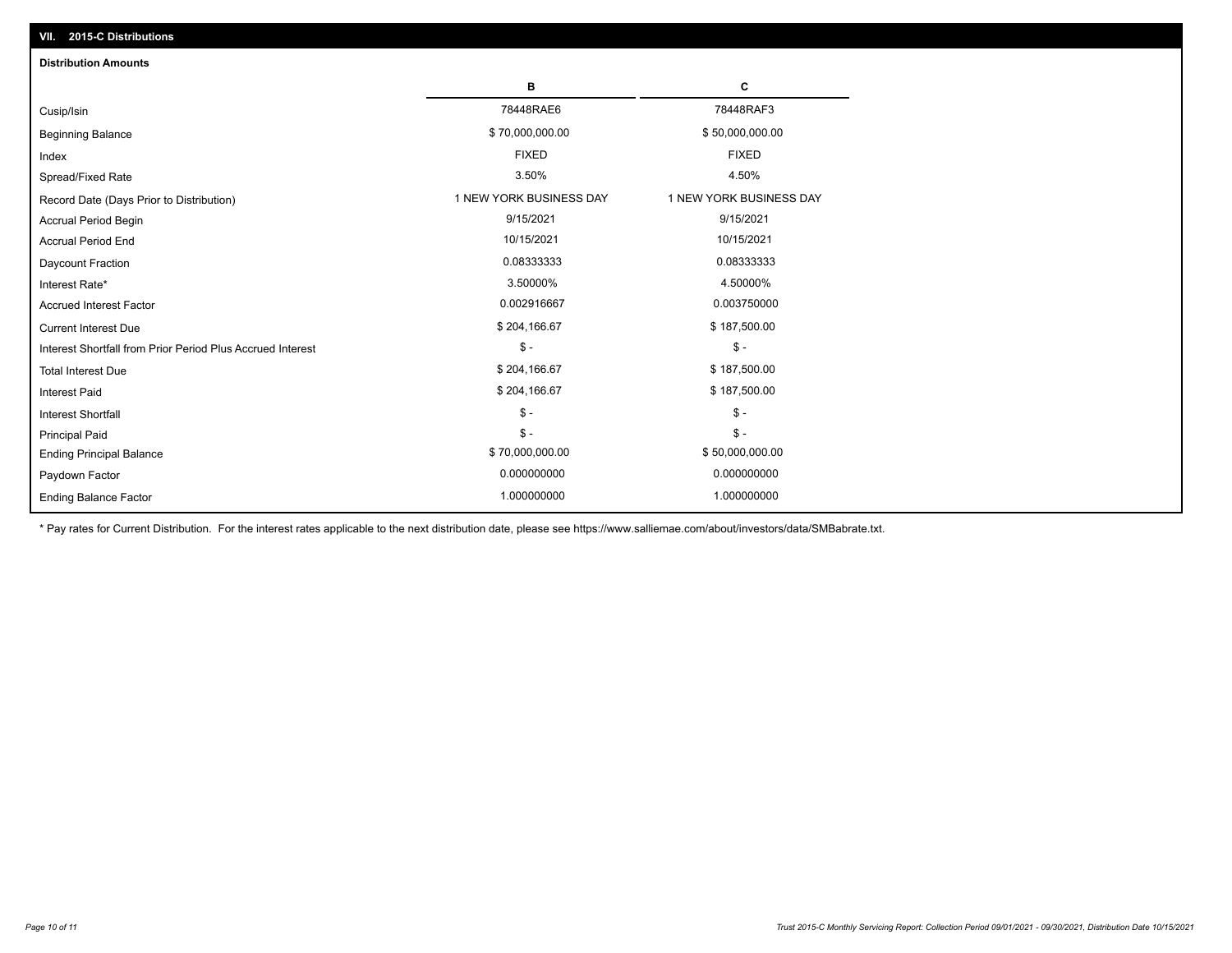## VII. 2015-C Distributions

### Distribution Amounts

| | B | C |
|---|---|---|
| Cusip/Isin | 78448RAE6 | 78448RAF3 |
| Beginning Balance | $ 70,000,000.00 | $ 50,000,000.00 |
| Index | FIXED | FIXED |
| Spread/Fixed Rate | 3.50% | 4.50% |
| Record Date (Days Prior to Distribution) | 1 NEW YORK BUSINESS DAY | 1 NEW YORK BUSINESS DAY |
| Accrual Period Begin | 9/15/2021 | 9/15/2021 |
| Accrual Period End | 10/15/2021 | 10/15/2021 |
| Daycount Fraction | 0.08333333 | 0.08333333 |
| Interest Rate* | 3.50000% | 4.50000% |
| Accrued Interest Factor | 0.002916667 | 0.003750000 |
| Current Interest Due | $ 204,166.67 | $ 187,500.00 |
| Interest Shortfall from Prior Period Plus Accrued Interest | $ - | $ - |
| Total Interest Due | $ 204,166.67 | $ 187,500.00 |
| Interest Paid | $ 204,166.67 | $ 187,500.00 |
| Interest Shortfall | $ - | $ - |
| Principal Paid | $ - | $ - |
| Ending Principal Balance | $ 70,000,000.00 | $ 50,000,000.00 |
| Paydown Factor | 0.000000000 | 0.000000000 |
| Ending Balance Factor | 1.000000000 | 1.000000000 |

* Pay rates for Current Distribution. For the interest rates applicable to the next distribution date, please see https://www.salliemae.com/about/investors/data/SMBabrate.txt.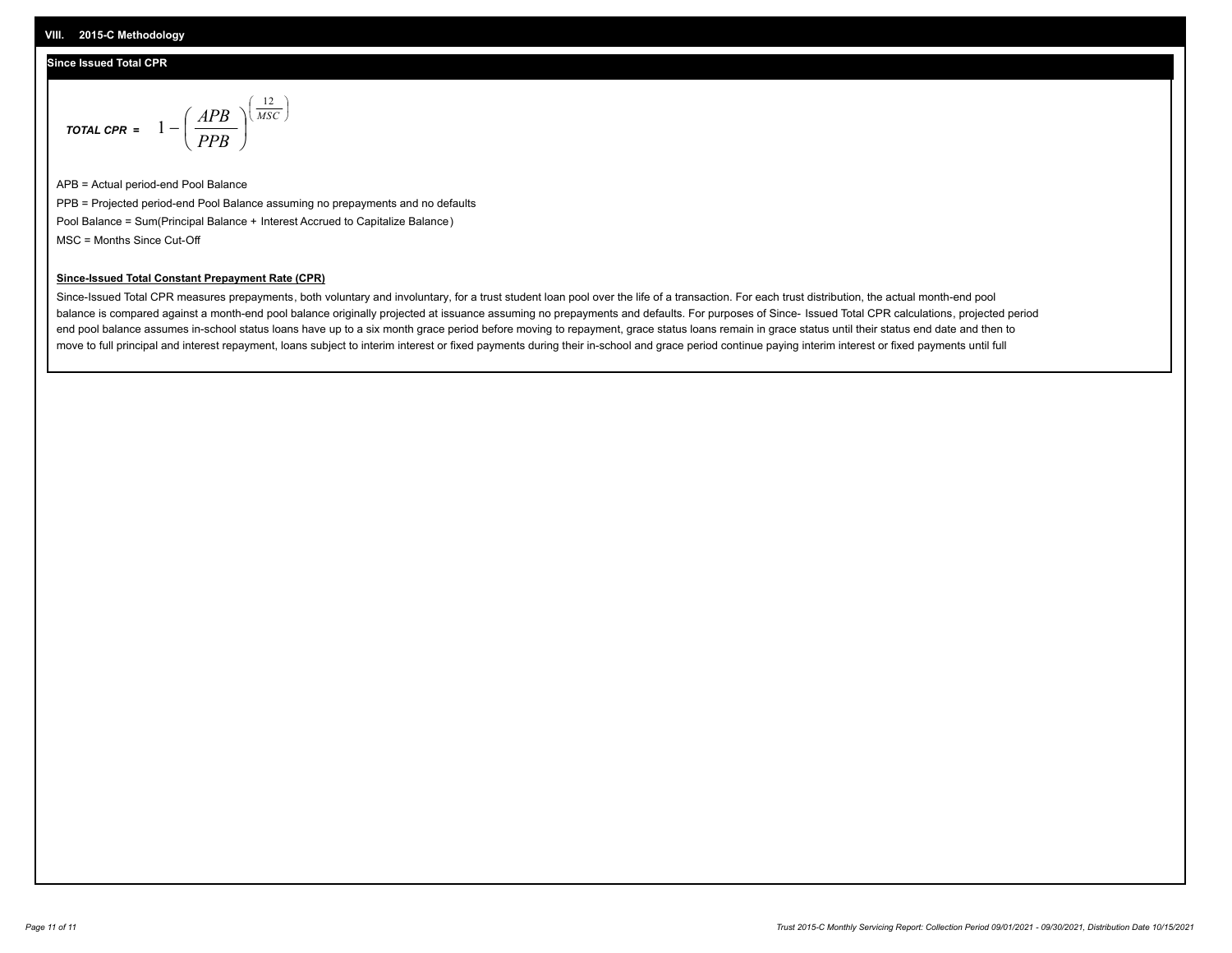## VIII. 2015-C Methodology

### Since Issued Total CPR

$$\textit{TOTAL CPR} = 1 - \left(\frac{APB}{PPB}\right)^{\left(\frac{12}{MSC}\right)}$$

APB = Actual period-end Pool Balance

PPB = Projected period-end Pool Balance assuming no prepayments and no defaults

Pool Balance = Sum(Principal Balance + Interest Accrued to Capitalize Balance)

MSC = Months Since Cut-Off

**Since-Issued Total Constant Prepayment Rate (CPR)**

Since-Issued Total CPR measures prepayments, both voluntary and involuntary, for a trust student loan pool over the life of a transaction. For each trust distribution, the actual month-end pool balance is compared against a month-end pool balance originally projected at issuance assuming no prepayments and defaults. For purposes of Since- Issued Total CPR calculations, projected period end pool balance assumes in-school status loans have up to a six month grace period before moving to repayment, grace status loans remain in grace status until their status end date and then to move to full principal and interest repayment, loans subject to interim interest or fixed payments during their in-school and grace period continue paying interim interest or fixed payments until full